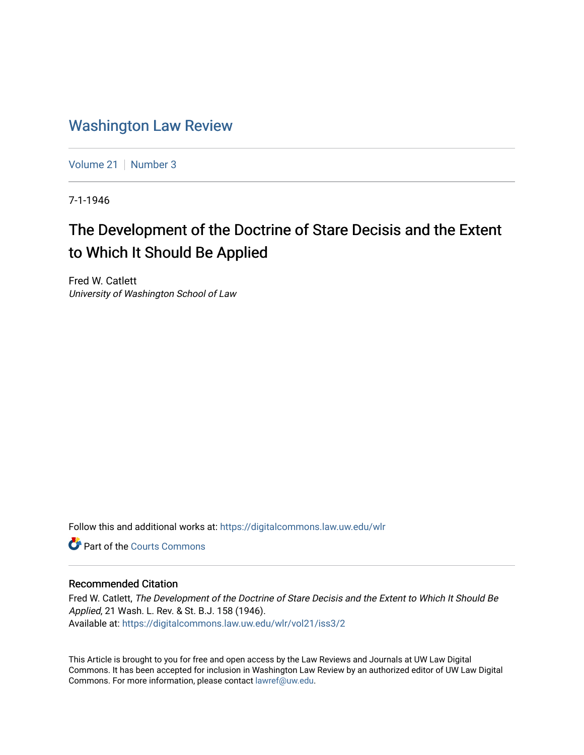# Washington Law Review

Volume 21 | Number 3

7-1-1946

## The Development of the Doctrine of Stare Decisis and the Extent to Which It Should Be Applied

Fred W. Catlett
*University of Washington School of Law*

Follow this and additional works at: https://digitalcommons.law.uw.edu/wlr

Part of the Courts Commons

### Recommended Citation

Fred W. Catlett, *The Development of the Doctrine of Stare Decisis and the Extent to Which It Should Be Applied*, 21 Wash. L. Rev. & St. B.J. 158 (1946).
Available at: https://digitalcommons.law.uw.edu/wlr/vol21/iss3/2

This Article is brought to you for free and open access by the Law Reviews and Journals at UW Law Digital Commons. It has been accepted for inclusion in Washington Law Review by an authorized editor of UW Law Digital Commons. For more information, please contact lawref@uw.edu.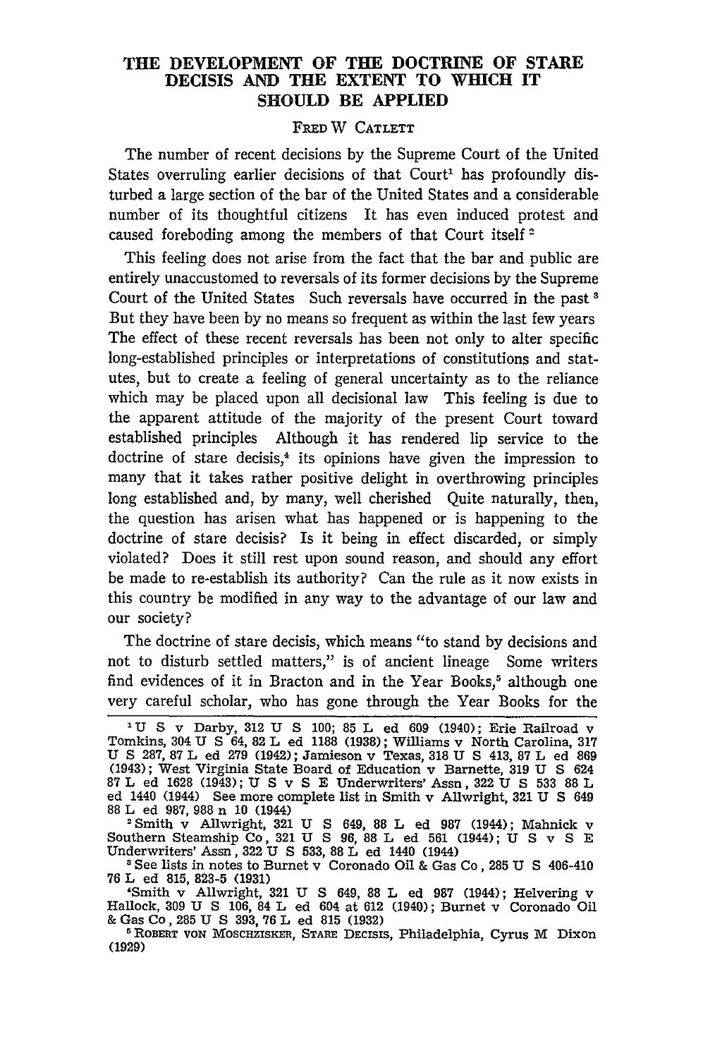# THE DEVELOPMENT OF THE DOCTRINE OF STARE DECISIS AND THE EXTENT TO WHICH IT SHOULD BE APPLIED

FRED W CATLETT

The number of recent decisions by the Supreme Court of the United States overruling earlier decisions of that Court[1] has profoundly disturbed a large section of the bar of the United States and a considerable number of its thoughtful citizens It has even induced protest and caused foreboding among the members of that Court itself[2]

This feeling does not arise from the fact that the bar and public are entirely unaccustomed to reversals of its former decisions by the Supreme Court of the United States Such reversals have occurred in the past[3] But they have been by no means so frequent as within the last few years The effect of these recent reversals has been not only to alter specific long-established principles or interpretations of constitutions and statutes, but to create a feeling of general uncertainty as to the reliance which may be placed upon all decisional law This feeling is due to the apparent attitude of the majority of the present Court toward established principles Although it has rendered lip service to the doctrine of stare decisis,[4] its opinions have given the impression to many that it takes rather positive delight in overthrowing principles long established and, by many, well cherished Quite naturally, then, the question has arisen what has happened or is happening to the doctrine of stare decisis? Is it being in effect discarded, or simply violated? Does it still rest upon sound reason, and should any effort be made to re-establish its authority? Can the rule as it now exists in this country be modified in any way to the advantage of our law and our society?

The doctrine of stare decisis, which means "to stand by decisions and not to disturb settled matters," is of ancient lineage Some writers find evidences of it in Bracton and in the Year Books,[5] although one very careful scholar, who has gone through the Year Books for the

---

[1] U S v Darby, 312 U S 100; 85 L ed 609 (1940); Erie Railroad v Tomkins, 304 U S 64, 82 L ed 1188 (1938); Williams v North Carolina, 317 U S 287, 87 L ed 279 (1942); Jamieson v Texas, 318 U S 413, 87 L ed 869 (1943); West Virginia State Board of Education v Barnette, 319 U S 624 87 L ed 1628 (1943); U S v S E Underwriters' Assn, 322 U S 533 88 L ed 1440 (1944) See more complete list in Smith v Allwright, 321 U S 649 88 L ed 987, 988 n 10 (1944)

[2] Smith v Allwright, 321 U S 649, 88 L ed 987 (1944); Mahnick v Southern Steamship Co, 321 U S 96, 88 L ed 561 (1944); U S v S E Underwriters' Assn, 322 U S 533, 88 L ed 1440 (1944)

[3] See lists in notes to Burnet v Coronado Oil & Gas Co, 285 U S 406-410 76 L ed 815, 823-5 (1931)

[4] Smith v Allwright, 321 U S 649, 88 L ed 987 (1944); Helvering v Hallock, 309 U S 106, 84 L ed 604 at 612 (1940); Burnet v Coronado Oil & Gas Co, 285 U S 393, 76 L ed 815 (1932)

[5] ROBERT VON MOSCHZISKER, STARE DECISIS, Philadelphia, Cyrus M Dixon (1929)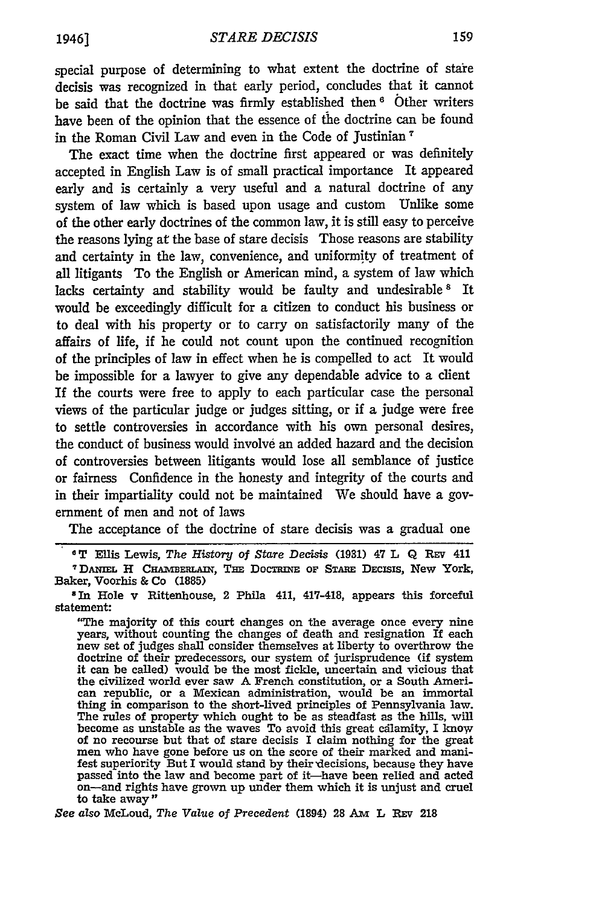special purpose of determining to what extent the doctrine of stare decisis was recognized in that early period, concludes that it cannot be said that the doctrine was firmly established then[6] Other writers have been of the opinion that the essence of the doctrine can be found in the Roman Civil Law and even in the Code of Justinian[7]

The exact time when the doctrine first appeared or was definitely accepted in English Law is of small practical importance It appeared early and is certainly a very useful and a natural doctrine of any system of law which is based upon usage and custom Unlike some of the other early doctrines of the common law, it is still easy to perceive the reasons lying at the base of stare decisis Those reasons are stability and certainty in the law, convenience, and uniformity of treatment of all litigants To the English or American mind, a system of law which lacks certainty and stability would be faulty and undesirable[8] It would be exceedingly difficult for a citizen to conduct his business or to deal with his property or to carry on satisfactorily many of the affairs of life, if he could not count upon the continued recognition of the principles of law in effect when he is compelled to act It would be impossible for a lawyer to give any dependable advice to a client If the courts were free to apply to each particular case the personal views of the particular judge or judges sitting, or if a judge were free to settle controversies in accordance with his own personal desires, the conduct of business would involve an added hazard and the decision of controversies between litigants would lose all semblance of justice or fairness Confidence in the honesty and integrity of the courts and in their impartiality could not be maintained We should have a government of men and not of laws

The acceptance of the doctrine of stare decisis was a gradual one

---

[6] T Ellis Lewis, *The History of Stare Decisis* (1931) 47 L Q Rev 411

[7] Daniel H Chamberlain, The Doctrine of Stare Decisis, New York, Baker, Voorhis & Co (1885)

[8] In Hole v Rittenhouse, 2 Phila 411, 417-418, appears this forceful statement:

> "The majority of this court changes on the average once every nine years, without counting the changes of death and resignation If each new set of judges shall consider themselves at liberty to overthrow the doctrine of their predecessors, our system of jurisprudence (if system it can be called) would be the most fickle, uncertain and vicious that the civilized world ever saw A French constitution, or a South American republic, or a Mexican administration, would be an immortal thing in comparison to the short-lived principles of Pennsylvania law. The rules of property which ought to be as steadfast as the hills, will become as unstable as the waves To avoid this great calamity, I know of no recourse but that of stare decisis I claim nothing for the great men who have gone before us on the score of their marked and manifest superiority But I would stand by their decisions, because they have passed into the law and become part of it—have been relied and acted on—and rights have grown up under them which it is unjust and cruel to take away"

*See also* McLoud, *The Value of Precedent* (1894) 28 Am L Rev 218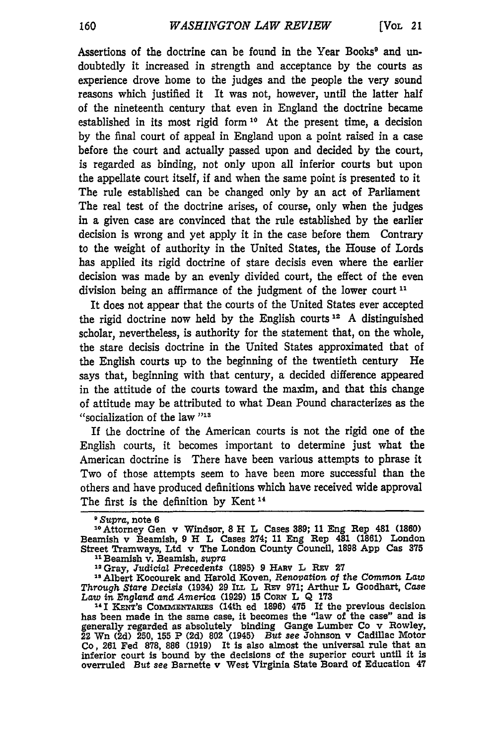Assertions of the doctrine can be found in the Year Books[9] and undoubtedly it increased in strength and acceptance by the courts as experience drove home to the judges and the people the very sound reasons which justified it It was not, however, until the latter half of the nineteenth century that even in England the doctrine became established in its most rigid form[10] At the present time, a decision by the final court of appeal in England upon a point raised in a case before the court and actually passed upon and decided by the court, is regarded as binding, not only upon all inferior courts but upon the appellate court itself, if and when the same point is presented to it The rule established can be changed only by an act of Parliament The real test of the doctrine arises, of course, only when the judges in a given case are convinced that the rule established by the earlier decision is wrong and yet apply it in the case before them Contrary to the weight of authority in the United States, the House of Lords has applied its rigid doctrine of stare decisis even where the earlier decision was made by an evenly divided court, the effect of the even division being an affirmance of the judgment of the lower court[11]

It does not appear that the courts of the United States ever accepted the rigid doctrine now held by the English courts[12] A distinguished scholar, nevertheless, is authority for the statement that, on the whole, the stare decisis doctrine in the United States approximated that of the English courts up to the beginning of the twentieth century He says that, beginning with that century, a decided difference appeared in the attitude of the courts toward the maxim, and that this change of attitude may be attributed to what Dean Pound characterizes as the "socialization of the law"[13]

If the doctrine of the American courts is not the rigid one of the English courts, it becomes important to determine just what the American doctrine is There have been various attempts to phrase it Two of those attempts seem to have been more successful than the others and have produced definitions which have received wide approval The first is the definition by Kent[14]

---

[9] *Supra*, note 6

[10] Attorney Gen v Windsor, 8 H L Cases 389; 11 Eng Rep 481 (1860) Beamish v Beamish, 9 H L Cases 274; 11 Eng Rep 481 (1861) London Street Tramways, Ltd v The London County Council, 1898 App Cas 375

[11] Beamish v. Beamish, *supra*

[12] Gray, *Judicial Precedents* (1895) 9 HARV L REV 27

[13] Albert Kocourek and Harold Koven, *Renovation of the Common Law Through Stare Decisis* (1934) 29 ILL L REV 971; Arthur L Goodhart, *Case Law in England and America* (1929) 15 CORN L Q 173

[14] I KENT'S COMMENTARIES (14th ed 1896) 475 If the previous decision has been made in the same case, it becomes the "law of the case" and is generally regarded as absolutely binding Gange Lumber Co v Rowley, 22 Wn (2d) 250, 155 P (2d) 802 (1945) *But see* Johnson v Cadillac Motor Co, 261 Fed 878, 886 (1919) It is also almost the universal rule that an inferior court is bound by the decisions of the superior court until it is overruled *But see* Barnette v West Virginia State Board of Education 47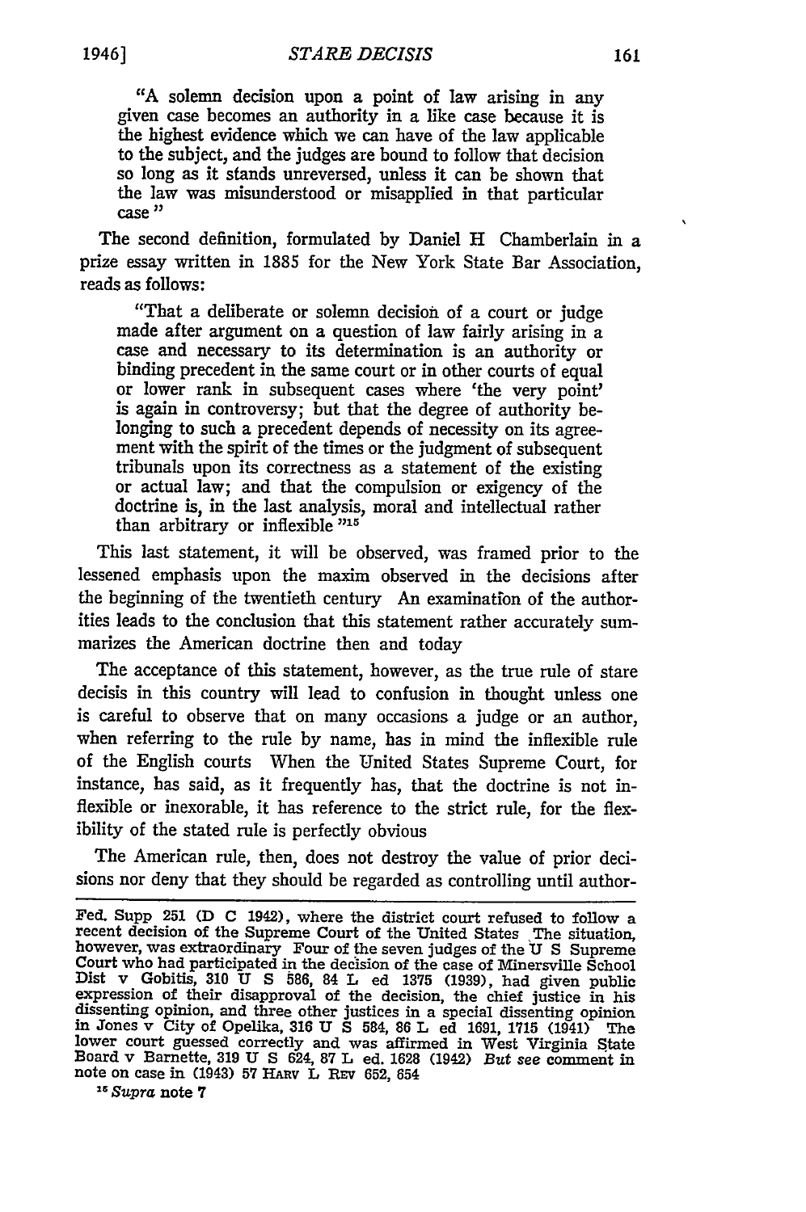"A solemn decision upon a point of law arising in any given case becomes an authority in a like case because it is the highest evidence which we can have of the law applicable to the subject, and the judges are bound to follow that decision so long as it stands unreversed, unless it can be shown that the law was misunderstood or misapplied in that particular case "

The second definition, formulated by Daniel H Chamberlain in a prize essay written in 1885 for the New York State Bar Association, reads as follows:

> "That a deliberate or solemn decision of a court or judge made after argument on a question of law fairly arising in a case and necessary to its determination is an authority or binding precedent in the same court or in other courts of equal or lower rank in subsequent cases where 'the very point' is again in controversy; but that the degree of authority belonging to such a precedent depends of necessity on its agreement with the spirit of the times or the judgment of subsequent tribunals upon its correctness as a statement of the existing or actual law; and that the compulsion or exigency of the doctrine is, in the last analysis, moral and intellectual rather than arbitrary or inflexible "[15]

This last statement, it will be observed, was framed prior to the lessened emphasis upon the maxim observed in the decisions after the beginning of the twentieth century An examination of the authorities leads to the conclusion that this statement rather accurately summarizes the American doctrine then and today

The acceptance of this statement, however, as the true rule of stare decisis in this country will lead to confusion in thought unless one is careful to observe that on many occasions a judge or an author, when referring to the rule by name, has in mind the inflexible rule of the English courts When the United States Supreme Court, for instance, has said, as it frequently has, that the doctrine is not inflexible or inexorable, it has reference to the strict rule, for the flexibility of the stated rule is perfectly obvious

The American rule, then, does not destroy the value of prior decisions nor deny that they should be regarded as controlling until author-

---

Fed. Supp 251 (D C 1942), where the district court refused to follow a recent decision of the Supreme Court of the United States The situation, however, was extraordinary Four of the seven judges of the U S Supreme Court who had participated in the decision of the case of Minersville School Dist v Gobitis, 310 U S 586, 84 L ed 1375 (1939), had given public expression of their disapproval of the decision, the chief justice in his dissenting opinion, and three other justices in a special dissenting opinion in Jones v City of Opelika, 316 U S 584, 86 L ed 1691, 1715 (1941) The lower court guessed correctly and was affirmed in West Virginia State Board v Barnette, 319 U S 624, 87 L ed. 1628 (1942) *But see* comment in note on case in (1943) 57 HARV L REV 652, 654

[15] *Supra* note 7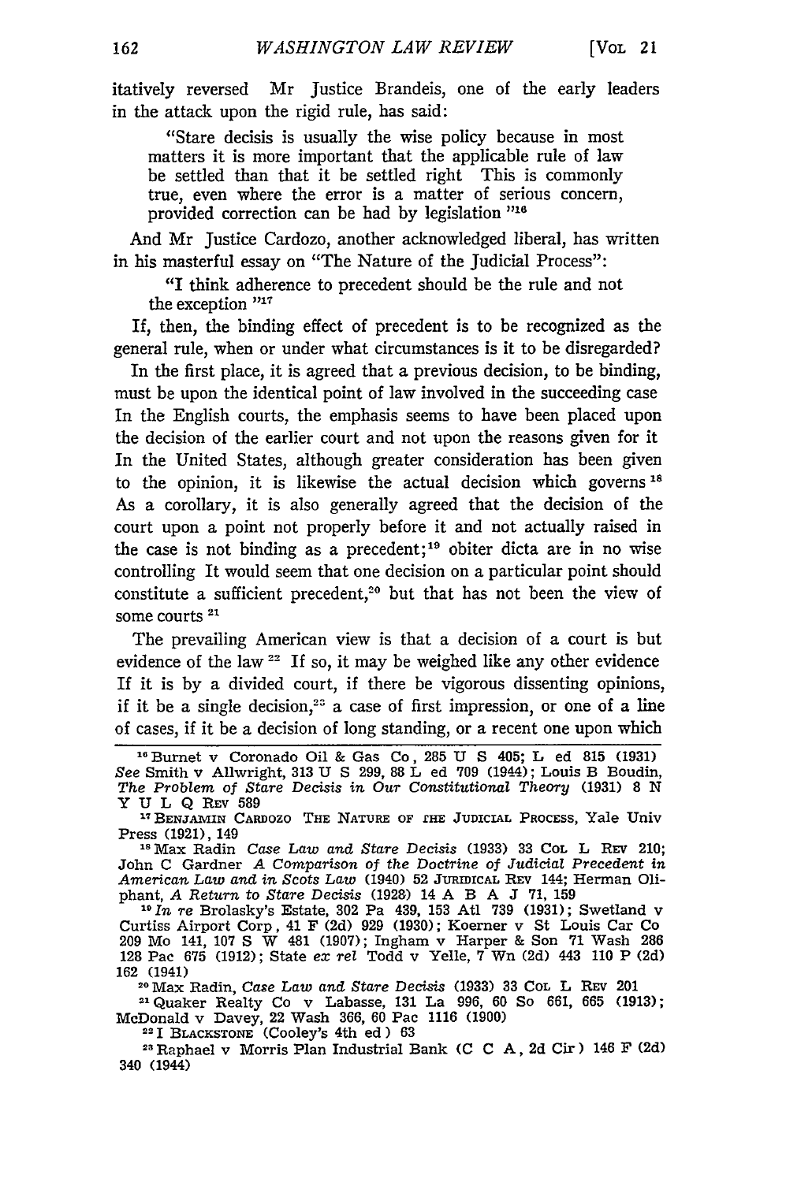itatively reversed Mr Justice Brandeis, one of the early leaders in the attack upon the rigid rule, has said:

> "Stare decisis is usually the wise policy because in most matters it is more important that the applicable rule of law be settled than that it be settled right This is commonly true, even where the error is a matter of serious concern, provided correction can be had by legislation "[16]

And Mr Justice Cardozo, another acknowledged liberal, has written in his masterful essay on "The Nature of the Judicial Process":

> "I think adherence to precedent should be the rule and not the exception "[17]

If, then, the binding effect of precedent is to be recognized as the general rule, when or under what circumstances is it to be disregarded?

In the first place, it is agreed that a previous decision, to be binding, must be upon the identical point of law involved in the succeeding case In the English courts, the emphasis seems to have been placed upon the decision of the earlier court and not upon the reasons given for it In the United States, although greater consideration has been given to the opinion, it is likewise the actual decision which governs[18] As a corollary, it is also generally agreed that the decision of the court upon a point not properly before it and not actually raised in the case is not binding as a precedent;[19] obiter dicta are in no wise controlling It would seem that one decision on a particular point should constitute a sufficient precedent,[20] but that has not been the view of some courts[21]

The prevailing American view is that a decision of a court is but evidence of the law[22] If so, it may be weighed like any other evidence If it is by a divided court, if there be vigorous dissenting opinions, if it be a single decision,[23] a case of first impression, or one of a line of cases, if it be a decision of long standing, or a recent one upon which

---

[16] Burnet v Coronado Oil & Gas Co, 285 U S 405; L ed 815 (1931) *See* Smith v Allwright, 313 U S 299, 88 L ed 709 (1944); Louis B Boudin, *The Problem of Stare Decisis in Our Constitutional Theory* (1931) 8 N Y U L Q Rev 589

[17] Benjamin Cardozo The Nature of the Judicial Process, Yale Univ Press (1921), 149

[18] Max Radin *Case Law and Stare Decisis* (1933) 33 Col L Rev 210; John C Gardner *A Comparison of the Doctrine of Judicial Precedent in American Law and in Scots Law* (1940) 52 Juridical Rev 144; Herman Oliphant, *A Return to Stare Decisis* (1928) 14 A B A J 71, 159

[19] *In re* Brolasky's Estate, 302 Pa 439, 153 Atl 739 (1931); Swetland v Curtiss Airport Corp, 41 F (2d) 929 (1930); Koerner v St Louis Car Co 209 Mo 141, 107 S W 481 (1907); Ingham v Harper & Son 71 Wash 286 128 Pac 675 (1912); State *ex rel* Todd v Yelle, 7 Wn (2d) 443 110 P (2d) 162 (1941)

[20] Max Radin, *Case Law and Stare Decisis* (1933) 33 Col L Rev 201

[21] Quaker Realty Co v Labasse, 131 La 996, 60 So 661, 665 (1913); McDonald v Davey, 22 Wash 366, 60 Pac 1116 (1900)

[22] I Blackstone (Cooley's 4th ed) 63

[23] Raphael v Morris Plan Industrial Bank (C C A, 2d Cir) 146 F (2d) 340 (1944)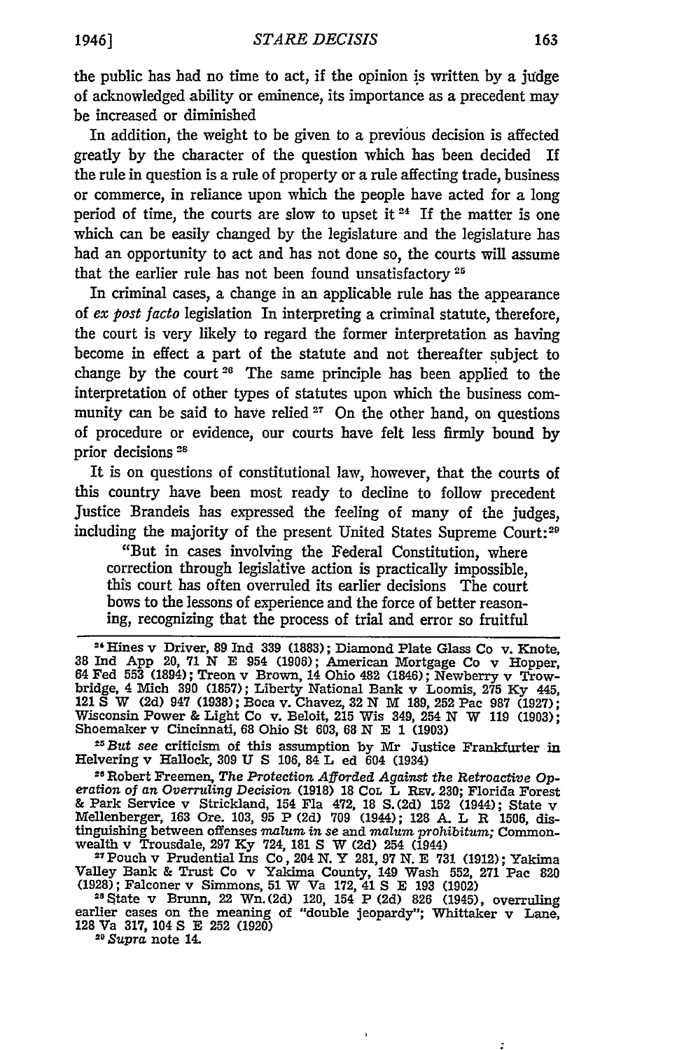the public has had no time to act, if the opinion is written by a judge of acknowledged ability or eminence, its importance as a precedent may be increased or diminished

In addition, the weight to be given to a previous decision is affected greatly by the character of the question which has been decided If the rule in question is a rule of property or a rule affecting trade, business or commerce, in reliance upon which the people have acted for a long period of time, the courts are slow to upset it [24] If the matter is one which can be easily changed by the legislature and the legislature has had an opportunity to act and has not done so, the courts will assume that the earlier rule has not been found unsatisfactory [25]

In criminal cases, a change in an applicable rule has the appearance of *ex post facto* legislation In interpreting a criminal statute, therefore, the court is very likely to regard the former interpretation as having become in effect a part of the statute and not thereafter subject to change by the court [26] The same principle has been applied to the interpretation of other types of statutes upon which the business community can be said to have relied [27] On the other hand, on questions of procedure or evidence, our courts have felt less firmly bound by prior decisions [28]

It is on questions of constitutional law, however, that the courts of this country have been most ready to decline to follow precedent Justice Brandeis has expressed the feeling of many of the judges, including the majority of the present United States Supreme Court:[29]

> "But in cases involving the Federal Constitution, where correction through legislative action is practically impossible, this court has often overruled its earlier decisions The court bows to the lessons of experience and the force of better reasoning, recognizing that the process of trial and error so fruitful

---

[24] Hines v Driver, 89 Ind 339 (1883); Diamond Plate Glass Co v. Knote, 38 Ind App 20, 71 N E 954 (1906); American Mortgage Co v Hopper, 64 Fed 553 (1894); Treon v Brown, 14 Ohio 482 (1846); Newberry v Trowbridge, 4 Mich 390 (1857); Liberty National Bank v Loomis, 275 Ky 445, 121 S W (2d) 947 (1938); Boca v. Chavez, 32 N M 189, 252 Pac 987 (1927); Wisconsin Power & Light Co v. Beloit, 215 Wis 349, 254 N W 119 (1903); Shoemaker v Cincinnati, 68 Ohio St 603, 68 N E 1 (1903)

[25] *But see* criticism of this assumption by Mr Justice Frankfurter in Helvering v Hallock, 309 U S 106, 84 L ed 604 (1934)

[26] Robert Freemen, *The Protection Afforded Against the Retroactive Operation of an Overruling Decision* (1918) 18 COL L REV. 230; Florida Forest & Park Service v Strickland, 154 Fla 472, 18 S.(2d) 152 (1944); State v Mellenberger, 163 Ore. 103, 95 P (2d) 709 (1944); 128 A. L R 1506, distinguishing between offenses *malum in se* and *malum prohibitum;* Commonwealth v Trousdale, 297 Ky 724, 181 S W (2d) 254 (1944)

[27] Pouch v Prudential Ins Co, 204 N. Y 281, 97 N. E 731 (1912); Yakima Valley Bank & Trust Co v Yakima County, 149 Wash 552, 271 Pac 820 (1928); Falconer v Simmons, 51 W Va 172, 41 S E 193 (1902)

[28] State v Brunn, 22 Wn.(2d) 120, 154 P (2d) 826 (1945), overruling earlier cases on the meaning of "double jeopardy"; Whittaker v Lane, 128 Va 317, 104 S E 252 (1920)

[29] *Supra* note 14.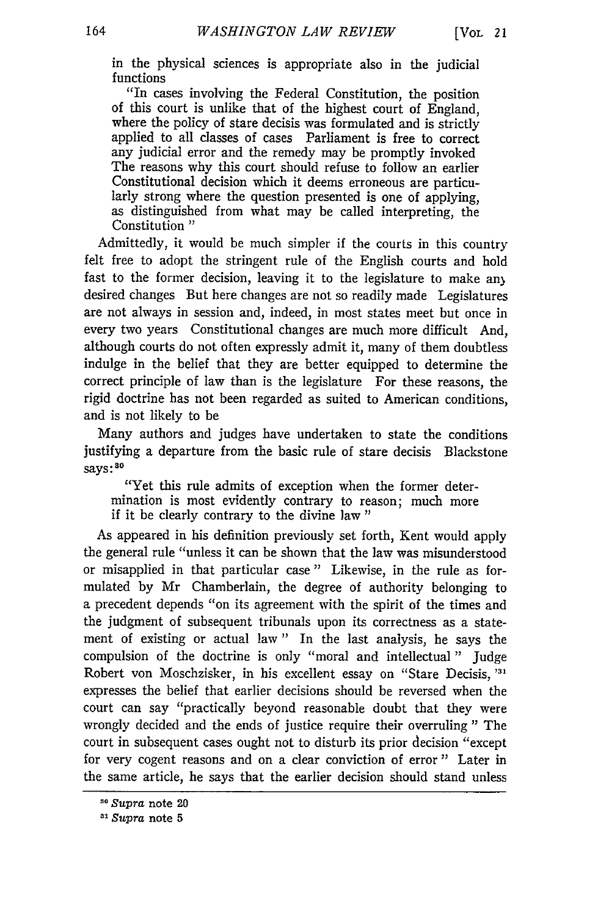in the physical sciences is appropriate also in the judicial functions

> "In cases involving the Federal Constitution, the position of this court is unlike that of the highest court of England, where the policy of stare decisis was formulated and is strictly applied to all classes of cases Parliament is free to correct any judicial error and the remedy may be promptly invoked The reasons why this court should refuse to follow an earlier Constitutional decision which it deems erroneous are particularly strong where the question presented is one of applying, as distinguished from what may be called interpreting, the Constitution "

Admittedly, it would be much simpler if the courts in this country felt free to adopt the stringent rule of the English courts and hold fast to the former decision, leaving it to the legislature to make any desired changes But here changes are not so readily made Legislatures are not always in session and, indeed, in most states meet but once in every two years Constitutional changes are much more difficult And, although courts do not often expressly admit it, many of them doubtless indulge in the belief that they are better equipped to determine the correct principle of law than is the legislature For these reasons, the rigid doctrine has not been regarded as suited to American conditions, and is not likely to be

Many authors and judges have undertaken to state the conditions justifying a departure from the basic rule of stare decisis Blackstone says:[30]

> "Yet this rule admits of exception when the former determination is most evidently contrary to reason; much more if it be clearly contrary to the divine law "

As appeared in his definition previously set forth, Kent would apply the general rule "unless it can be shown that the law was misunderstood or misapplied in that particular case " Likewise, in the rule as formulated by Mr Chamberlain, the degree of authority belonging to a precedent depends "on its agreement with the spirit of the times and the judgment of subsequent tribunals upon its correctness as a statement of existing or actual law " In the last analysis, he says the compulsion of the doctrine is only "moral and intellectual " Judge Robert von Moschzisker, in his excellent essay on "Stare Decisis, "[31] expresses the belief that earlier decisions should be reversed when the court can say "practically beyond reasonable doubt that they were wrongly decided and the ends of justice require their overruling " The court in subsequent cases ought not to disturb its prior decision "except for very cogent reasons and on a clear conviction of error " Later in the same article, he says that the earlier decision should stand unless

[30] *Supra* note 20

[31] *Supra* note 5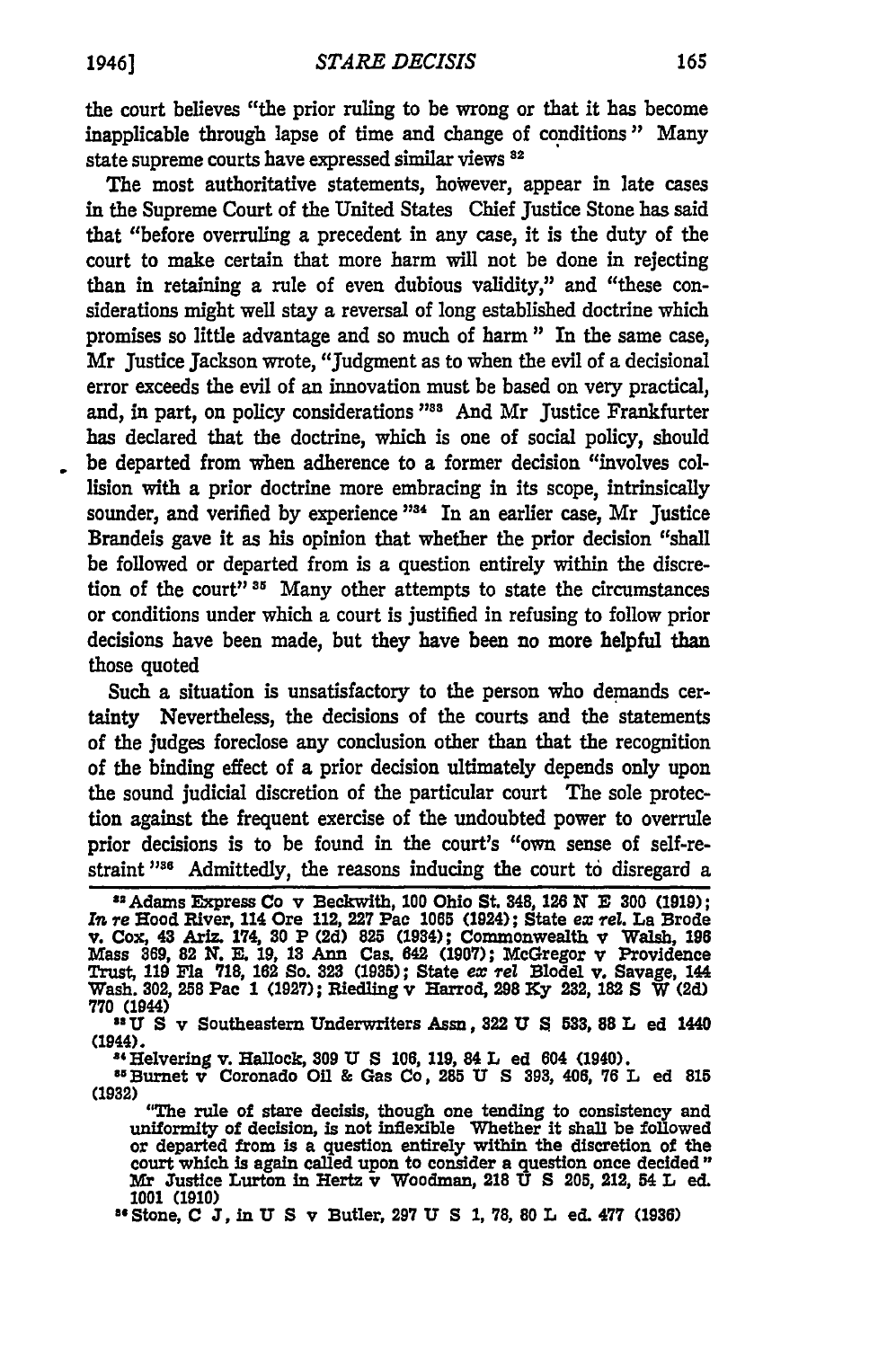the court believes "the prior ruling to be wrong or that it has become inapplicable through lapse of time and change of conditions" Many state supreme courts have expressed similar views [32]

The most authoritative statements, however, appear in late cases in the Supreme Court of the United States Chief Justice Stone has said that "before overruling a precedent in any case, it is the duty of the court to make certain that more harm will not be done in rejecting than in retaining a rule of even dubious validity," and "these considerations might well stay a reversal of long established doctrine which promises so little advantage and so much of harm" In the same case, Mr Justice Jackson wrote, "Judgment as to when the evil of a decisional error exceeds the evil of an innovation must be based on very practical, and, in part, on policy considerations"[33] And Mr Justice Frankfurter has declared that the doctrine, which is one of social policy, should be departed from when adherence to a former decision "involves collision with a prior doctrine more embracing in its scope, intrinsically sounder, and verified by experience"[34] In an earlier case, Mr Justice Brandeis gave it as his opinion that whether the prior decision "shall be followed or departed from is a question entirely within the discretion of the court"[35] Many other attempts to state the circumstances or conditions under which a court is justified in refusing to follow prior decisions have been made, but they have been no more helpful than those quoted

Such a situation is unsatisfactory to the person who demands certainty Nevertheless, the decisions of the courts and the statements of the judges foreclose any conclusion other than that the recognition of the binding effect of a prior decision ultimately depends only upon the sound judicial discretion of the particular court The sole protection against the frequent exercise of the undoubted power to overrule prior decisions is to be found in the court's "own sense of self-restraint"[36] Admittedly, the reasons inducing the court to disregard a

---

[32] Adams Express Co v Beckwith, 100 Ohio St. 348, 126 N E 300 (1919); *In re* Hood River, 114 Ore 112, 227 Pac 1065 (1924); State *ex rel.* La Brode v. Cox, 43 Ariz. 174, 30 P (2d) 825 (1934); Commonwealth v Walsh, 196 Mass 369, 82 N. E. 19, 13 Ann Cas. 642 (1907); McGregor v Providence Trust, 119 Fla 718, 162 So. 323 (1935); State *ex rel* Blodel v. Savage, 144 Wash. 302, 258 Pac 1 (1927); Riedling v Harrod, 298 Ky 232, 182 S W (2d) 770 (1944)

[33] U S v Southeastern Underwriters Assn, 322 U S 533, 88 L ed 1440 (1944).

[34] Helvering v. Hallock, 309 U S 106, 119, 84 L ed 604 (1940).

[35] Burnet v Coronado Oil & Gas Co, 285 U S 393, 406, 76 L ed 815 (1932)

"The rule of stare decisis, though one tending to consistency and uniformity of decision, is not inflexible Whether it shall be followed or departed from is a question entirely within the discretion of the court which is again called upon to consider a question once decided" Mr Justice Lurton in Hertz v Woodman, 218 U S 205, 212, 54 L ed. 1001 (1910)

[36] Stone, C J, in U S v Butler, 297 U S 1, 78, 80 L ed. 477 (1936)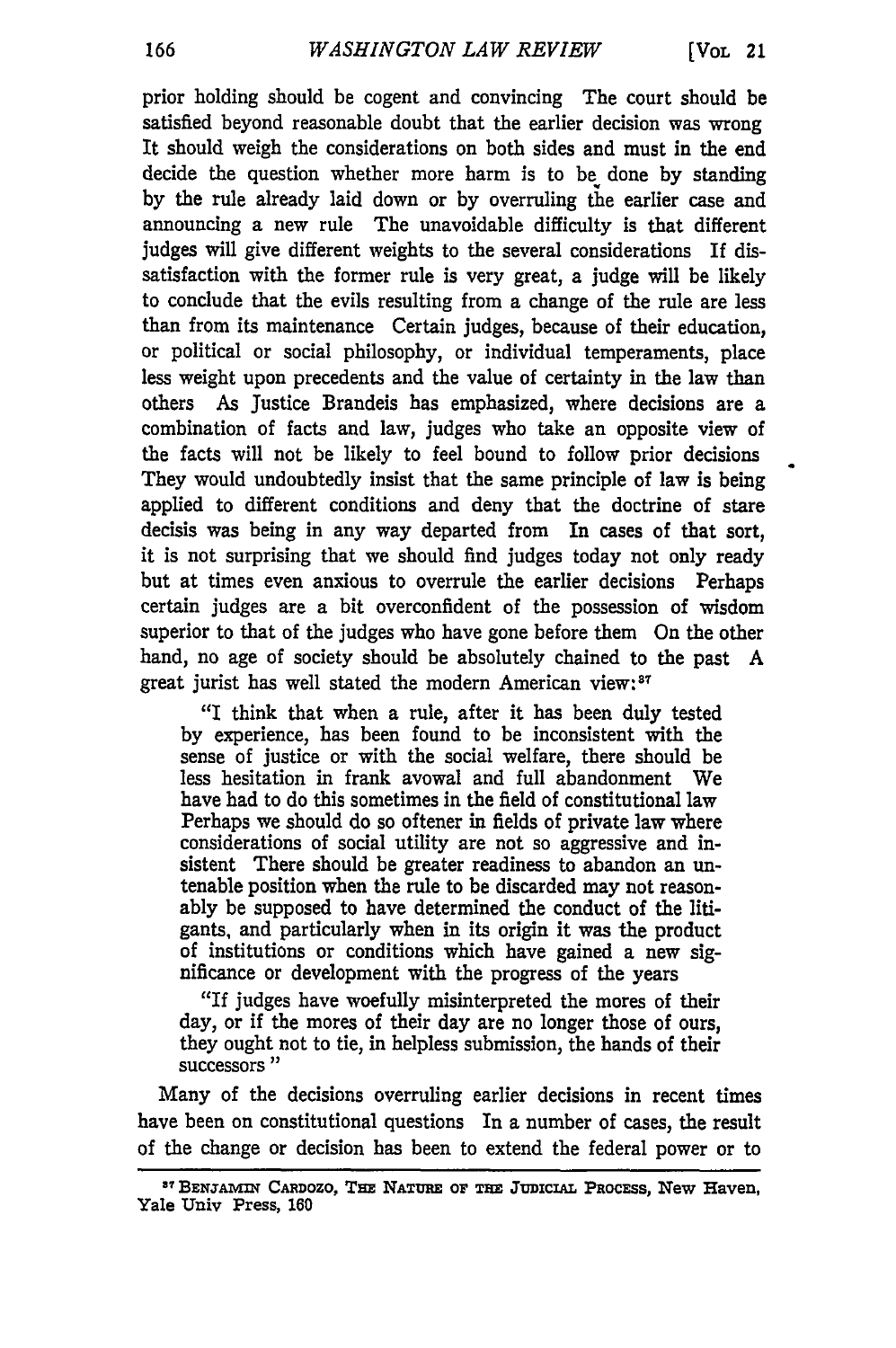prior holding should be cogent and convincing The court should be satisfied beyond reasonable doubt that the earlier decision was wrong It should weigh the considerations on both sides and must in the end decide the question whether more harm is to be done by standing by the rule already laid down or by overruling the earlier case and announcing a new rule The unavoidable difficulty is that different judges will give different weights to the several considerations If dissatisfaction with the former rule is very great, a judge will be likely to conclude that the evils resulting from a change of the rule are less than from its maintenance Certain judges, because of their education, or political or social philosophy, or individual temperaments, place less weight upon precedents and the value of certainty in the law than others As Justice Brandeis has emphasized, where decisions are a combination of facts and law, judges who take an opposite view of the facts will not be likely to feel bound to follow prior decisions They would undoubtedly insist that the same principle of law is being applied to different conditions and deny that the doctrine of stare decisis was being in any way departed from In cases of that sort, it is not surprising that we should find judges today not only ready but at times even anxious to overrule the earlier decisions Perhaps certain judges are a bit overconfident of the possession of wisdom superior to that of the judges who have gone before them On the other hand, no age of society should be absolutely chained to the past A great jurist has well stated the modern American view:[87]

> "I think that when a rule, after it has been duly tested by experience, has been found to be inconsistent with the sense of justice or with the social welfare, there should be less hesitation in frank avowal and full abandonment We have had to do this sometimes in the field of constitutional law Perhaps we should do so oftener in fields of private law where considerations of social utility are not so aggressive and insistent There should be greater readiness to abandon an untenable position when the rule to be discarded may not reasonably be supposed to have determined the conduct of the litigants, and particularly when in its origin it was the product of institutions or conditions which have gained a new significance or development with the progress of the years
>
> "If judges have woefully misinterpreted the mores of their day, or if the mores of their day are no longer those of ours, they ought not to tie, in helpless submission, the hands of their successors "

Many of the decisions overruling earlier decisions in recent times have been on constitutional questions In a number of cases, the result of the change or decision has been to extend the federal power or to

---

[87] BENJAMIN CARDOZO, THE NATURE OF THE JUDICIAL PROCESS, New Haven, Yale Univ Press, 160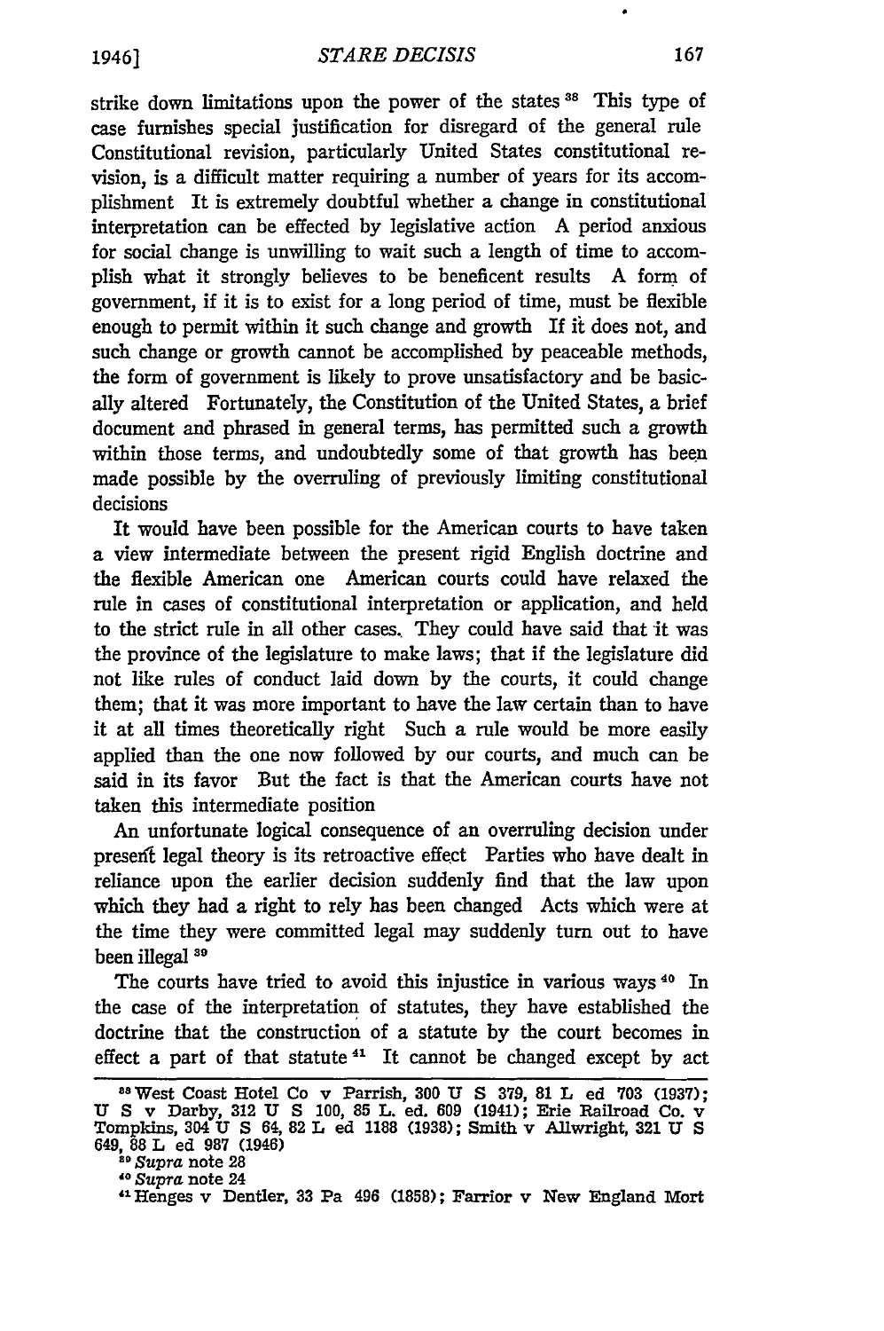strike down limitations upon the power of the states [38] This type of case furnishes special justification for disregard of the general rule Constitutional revision, particularly United States constitutional revision, is a difficult matter requiring a number of years for its accomplishment It is extremely doubtful whether a change in constitutional interpretation can be effected by legislative action A period anxious for social change is unwilling to wait such a length of time to accomplish what it strongly believes to be beneficent results A form of government, if it is to exist for a long period of time, must be flexible enough to permit within it such change and growth If it does not, and such change or growth cannot be accomplished by peaceable methods, the form of government is likely to prove unsatisfactory and be basically altered Fortunately, the Constitution of the United States, a brief document and phrased in general terms, has permitted such a growth within those terms, and undoubtedly some of that growth has been made possible by the overruling of previously limiting constitutional decisions

It would have been possible for the American courts to have taken a view intermediate between the present rigid English doctrine and the flexible American one American courts could have relaxed the rule in cases of constitutional interpretation or application, and held to the strict rule in all other cases. They could have said that it was the province of the legislature to make laws; that if the legislature did not like rules of conduct laid down by the courts, it could change them; that it was more important to have the law certain than to have it at all times theoretically right Such a rule would be more easily applied than the one now followed by our courts, and much can be said in its favor But the fact is that the American courts have not taken this intermediate position

An unfortunate logical consequence of an overruling decision under present legal theory is its retroactive effect Parties who have dealt in reliance upon the earlier decision suddenly find that the law upon which they had a right to rely has been changed Acts which were at the time they were committed legal may suddenly turn out to have been illegal [39]

The courts have tried to avoid this injustice in various ways [40] In the case of the interpretation of statutes, they have established the doctrine that the construction of a statute by the court becomes in effect a part of that statute [41] It cannot be changed except by act

[38] West Coast Hotel Co v Parrish, 300 U S 379, 81 L ed 703 (1937); U S v Darby, 312 U S 100, 85 L. ed. 609 (1941); Erie Railroad Co. v Tompkins, 304 U S 64, 82 L ed 1188 (1938); Smith v Allwright, 321 U S 649, 88 L ed 987 (1946)

[39] *Supra* note 28

[40] *Supra* note 24

[41] Henges v Dentler, 33 Pa 496 (1858); Farrior v New England Mort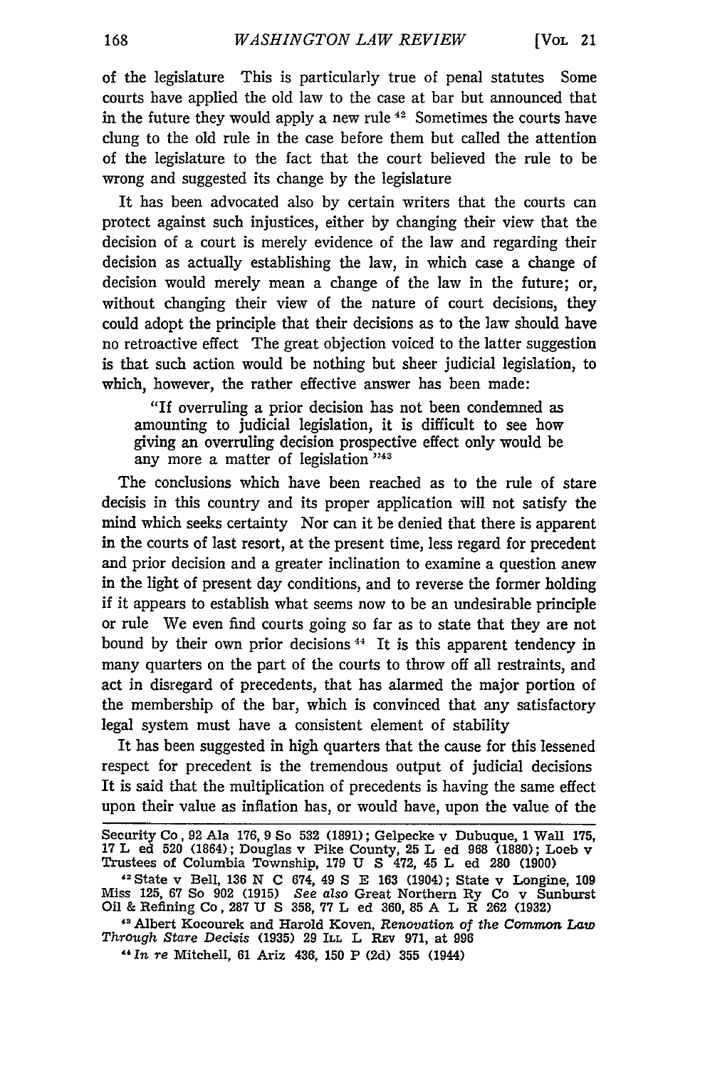of the legislature This is particularly true of penal statutes Some courts have applied the old law to the case at bar but announced that in the future they would apply a new rule [42] Sometimes the courts have clung to the old rule in the case before them but called the attention of the legislature to the fact that the court believed the rule to be wrong and suggested its change by the legislature

It has been advocated also by certain writers that the courts can protect against such injustices, either by changing their view that the decision of a court is merely evidence of the law and regarding their decision as actually establishing the law, in which case a change of decision would merely mean a change of the law in the future; or, without changing their view of the nature of court decisions, they could adopt the principle that their decisions as to the law should have no retroactive effect The great objection voiced to the latter suggestion is that such action would be nothing but sheer judicial legislation, to which, however, the rather effective answer has been made:

> "If overruling a prior decision has not been condemned as amounting to judicial legislation, it is difficult to see how giving an overruling decision prospective effect only would be any more a matter of legislation "[43]

The conclusions which have been reached as to the rule of stare decisis in this country and its proper application will not satisfy the mind which seeks certainty Nor can it be denied that there is apparent in the courts of last resort, at the present time, less regard for precedent and prior decision and a greater inclination to examine a question anew in the light of present day conditions, and to reverse the former holding if it appears to establish what seems now to be an undesirable principle or rule We even find courts going so far as to state that they are not bound by their own prior decisions [44] It is this apparent tendency in many quarters on the part of the courts to throw off all restraints, and act in disregard of precedents, that has alarmed the major portion of the membership of the bar, which is convinced that any satisfactory legal system must have a consistent element of stability

It has been suggested in high quarters that the cause for this lessened respect for precedent is the tremendous output of judicial decisions It is said that the multiplication of precedents is having the same effect upon their value as inflation has, or would have, upon the value of the

---

Security Co, 92 Ala 176, 9 So 532 (1891); Gelpecke v Dubuque, 1 Wall 175, 17 L ed 520 (1864); Douglas v Pike County, 25 L ed 968 (1880); Loeb v Trustees of Columbia Township, 179 U S 472, 45 L ed 280 (1900)

[42] State v Bell, 136 N C 674, 49 S E 163 (1904); State v Longine, 109 Miss 125, 67 So 902 (1915) *See also* Great Northern Ry Co v Sunburst Oil & Refining Co, 287 U S 358, 77 L ed 360, 85 A L R 262 (1932)

[43] Albert Kocourek and Harold Koven, *Renovation of the Common Law Through Stare Decisis* (1935) 29 ILL L REV 971, at 996

[44] *In re* Mitchell, 61 Ariz 436, 150 P (2d) 355 (1944)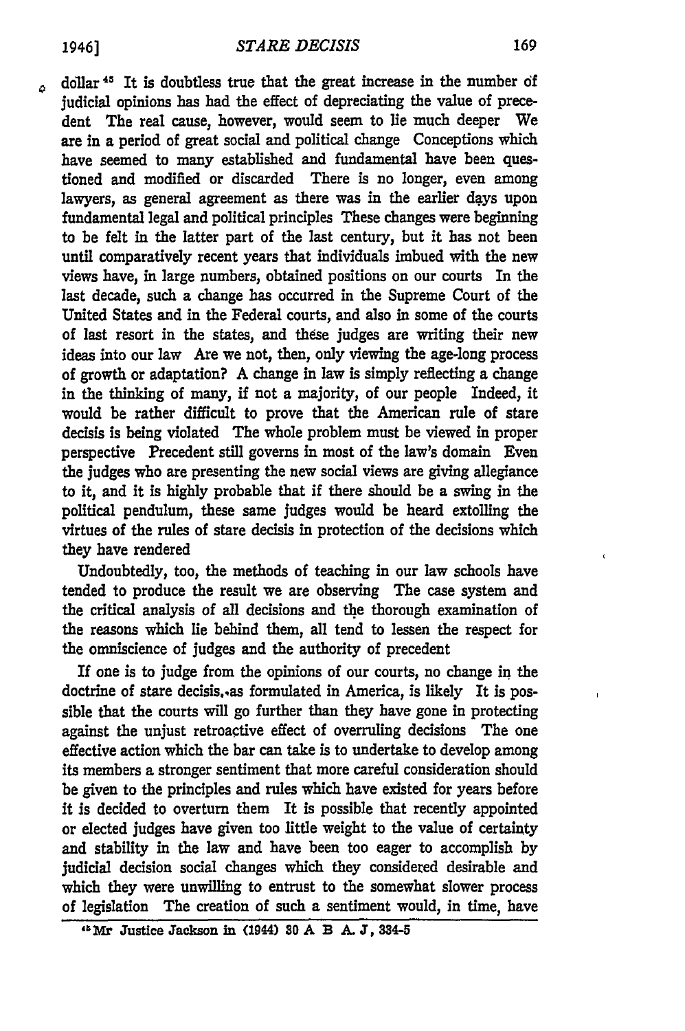dollar[45] It is doubtless true that the great increase in the number of judicial opinions has had the effect of depreciating the value of precedent The real cause, however, would seem to lie much deeper We are in a period of great social and political change Conceptions which have seemed to many established and fundamental have been questioned and modified or discarded There is no longer, even among lawyers, as general agreement as there was in the earlier days upon fundamental legal and political principles These changes were beginning to be felt in the latter part of the last century, but it has not been until comparatively recent years that individuals imbued with the new views have, in large numbers, obtained positions on our courts In the last decade, such a change has occurred in the Supreme Court of the United States and in the Federal courts, and also in some of the courts of last resort in the states, and these judges are writing their new ideas into our law Are we not, then, only viewing the age-long process of growth or adaptation? A change in law is simply reflecting a change in the thinking of many, if not a majority, of our people Indeed, it would be rather difficult to prove that the American rule of stare decisis is being violated The whole problem must be viewed in proper perspective Precedent still governs in most of the law's domain Even the judges who are presenting the new social views are giving allegiance to it, and it is highly probable that if there should be a swing in the political pendulum, these same judges would be heard extolling the virtues of the rules of stare decisis in protection of the decisions which they have rendered

Undoubtedly, too, the methods of teaching in our law schools have tended to produce the result we are observing The case system and the critical analysis of all decisions and the thorough examination of the reasons which lie behind them, all tend to lessen the respect for the omniscience of judges and the authority of precedent

If one is to judge from the opinions of our courts, no change in the doctrine of stare decisis, as formulated in America, is likely It is possible that the courts will go further than they have gone in protecting against the unjust retroactive effect of overruling decisions The one effective action which the bar can take is to undertake to develop among its members a stronger sentiment that more careful consideration should be given to the principles and rules which have existed for years before it is decided to overturn them It is possible that recently appointed or elected judges have given too little weight to the value of certainty and stability in the law and have been too eager to accomplish by judicial decision social changes which they considered desirable and which they were unwilling to entrust to the somewhat slower process of legislation The creation of such a sentiment would, in time, have

[45] Mr Justice Jackson in (1944) 30 A B A. J, 334-5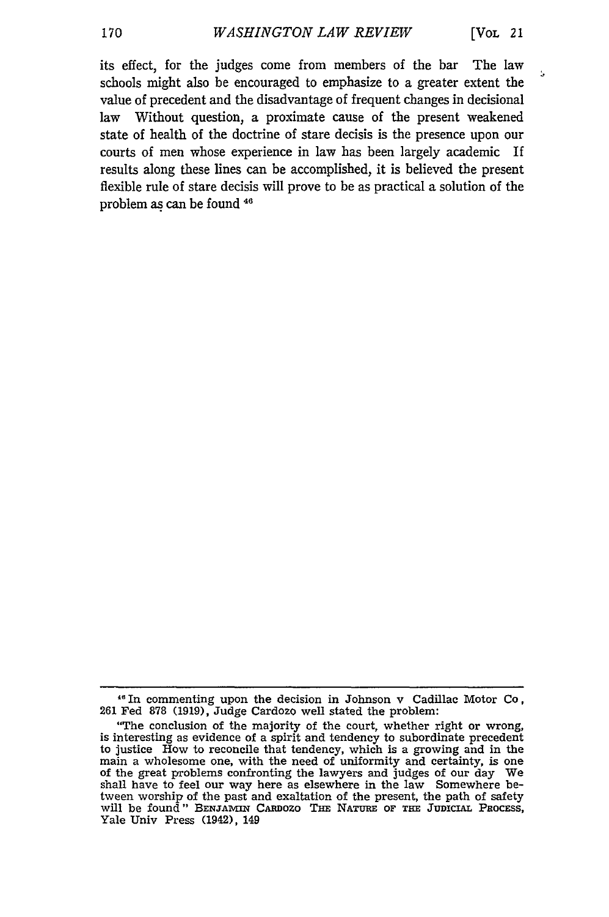its effect, for the judges come from members of the bar The law schools might also be encouraged to emphasize to a greater extent the value of precedent and the disadvantage of frequent changes in decisional law Without question, a proximate cause of the present weakened state of health of the doctrine of stare decisis is the presence upon our courts of men whose experience in law has been largely academic If results along these lines can be accomplished, it is believed the present flexible rule of stare decisis will prove to be as practical a solution of the problem as can be found [46]

---

[46] In commenting upon the decision in Johnson v Cadillac Motor Co, 261 Fed 878 (1919), Judge Cardozo well stated the problem:

"The conclusion of the majority of the court, whether right or wrong, is interesting as evidence of a spirit and tendency to subordinate precedent to justice How to reconcile that tendency, which is a growing and in the main a wholesome one, with the need of uniformity and certainty, is one of the great problems confronting the lawyers and judges of our day We shall have to feel our way here as elsewhere in the law Somewhere between worship of the past and exaltation of the present, the path of safety will be found" BENJAMIN CARDOZO THE NATURE OF THE JUDICIAL PROCESS, Yale Univ Press (1942), 149